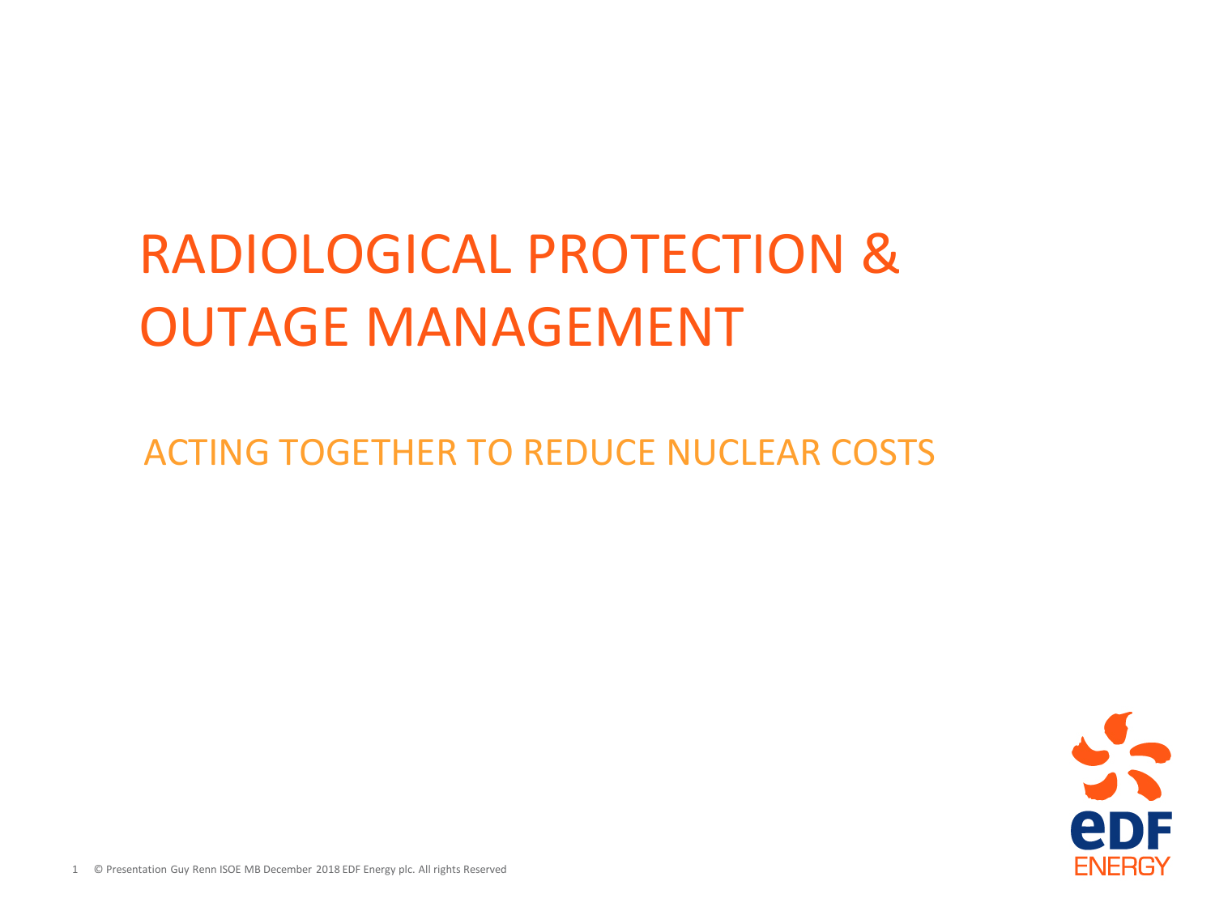# RADIOLOGICAL PROTECTION & OUTAGE MANAGEMENT

## ACTING TOGETHER TO REDUCE NUCLEAR COSTS

© Presentation Guy Renn ISOE MB December 2018 EDF Energy plc. All rights Reserved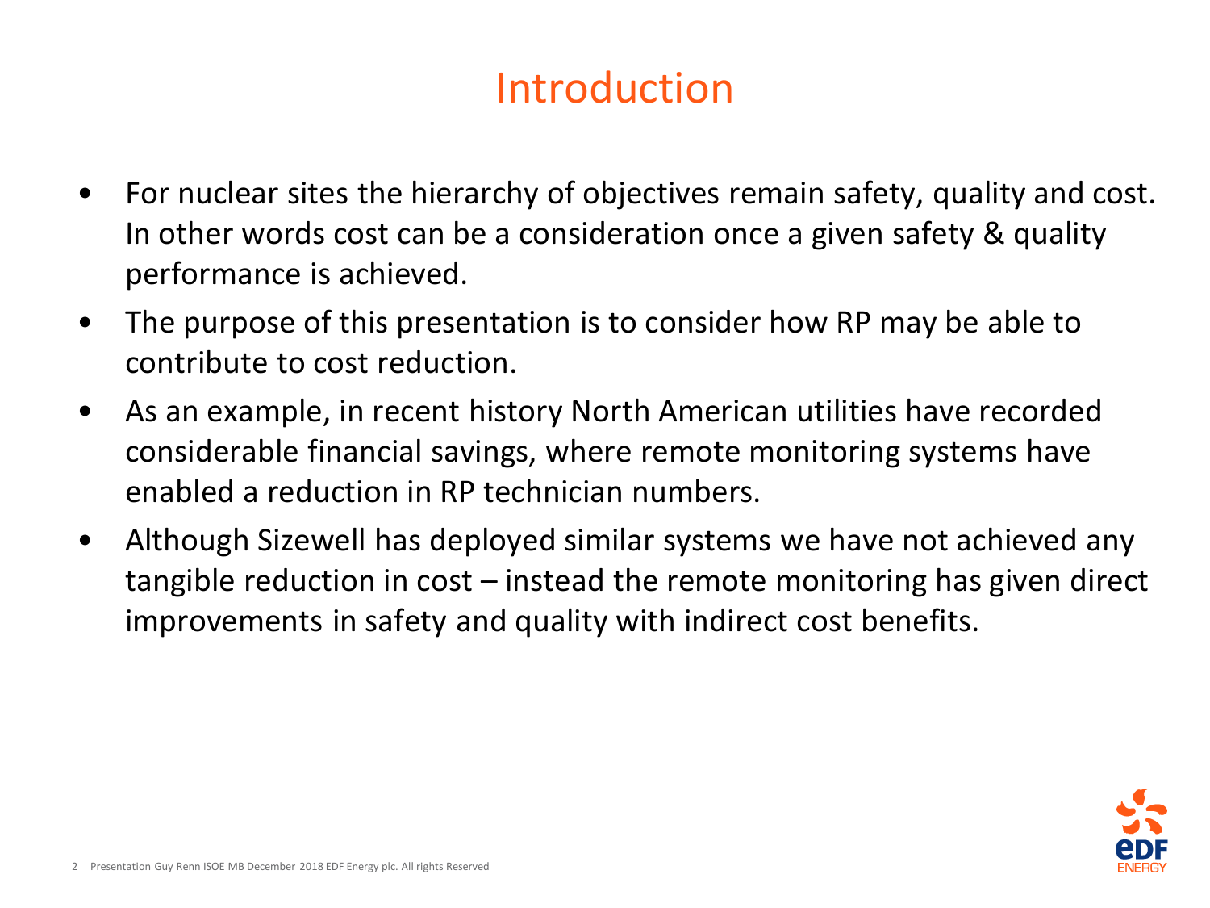# Introduction

- For nuclear sites the hierarchy of objectives remain safety, quality and cost. In other words cost can be a consideration once a given safety & quality performance is achieved.
- The purpose of this presentation is to consider how RP may be able to contribute to cost reduction.
- As an example, in recent history North American utilities have recorded considerable financial savings, where remote monitoring systems have enabled a reduction in RP technician numbers.
- Although Sizewell has deployed similar systems we have not achieved any tangible reduction in cost – instead the remote monitoring has given direct improvements in safety and quality with indirect cost benefits.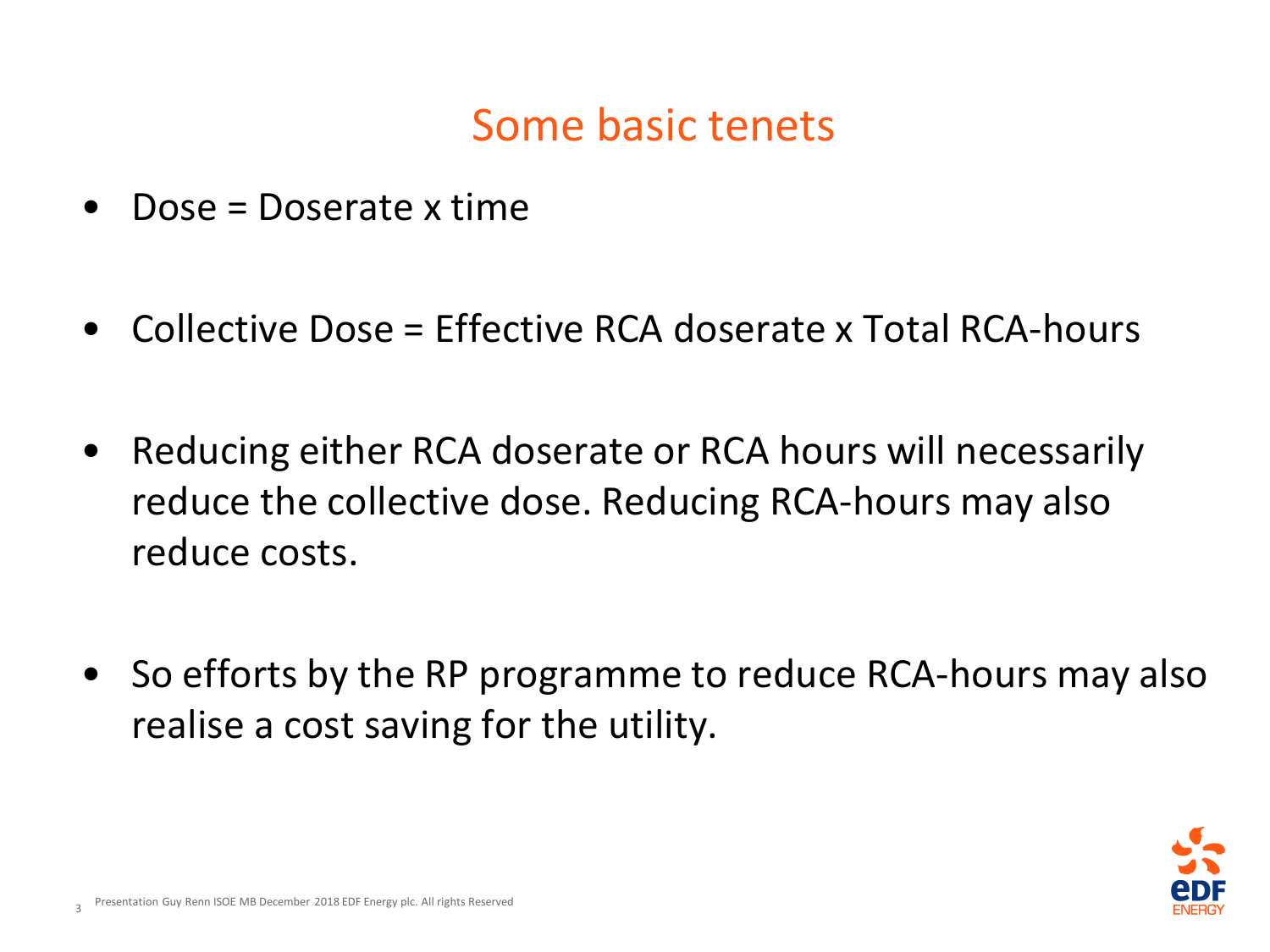# Some basic tenets

- Dose = Doserate x time
- Collective Dose = Effective RCA doserate x Total RCA-hours
- Reducing either RCA doserate or RCA hours will necessarily reduce the collective dose. Reducing RCA-hours may also reduce costs.
- So efforts by the RP programme to reduce RCA-hours may also realise a cost saving for the utility.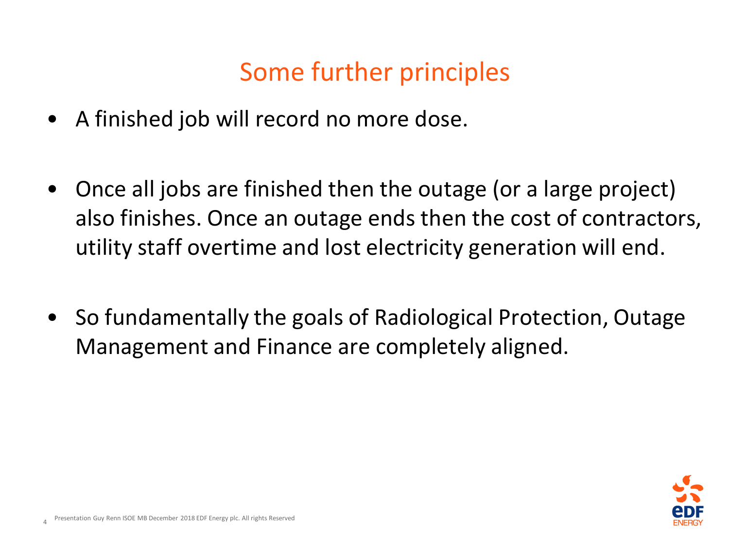# Some further principles

- A finished job will record no more dose.
- Once all jobs are finished then the outage (or a large project) also finishes. Once an outage ends then the cost of contractors, utility staff overtime and lost electricity generation will end.
- So fundamentally the goals of Radiological Protection, Outage Management and Finance are completely aligned.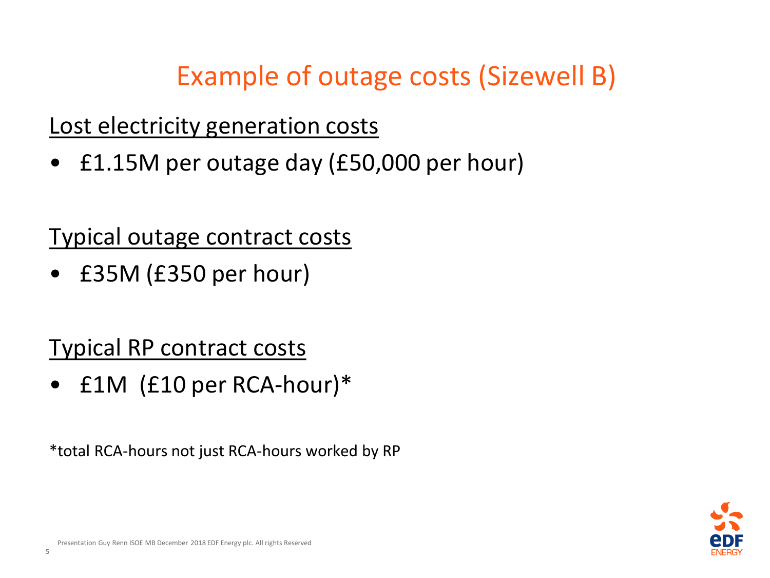# Example of outage costs (Sizewell B)

<u>Lost electricity generation costs</u>

- £1.15M per outage day (£50,000 per hour)

<u>Typical outage contract costs</u>

- £35M (£350 per hour)

<u>Typical RP contract costs</u>

- £1M (£10 per RCA-hour)*

*total RCA-hours not just RCA-hours worked by RP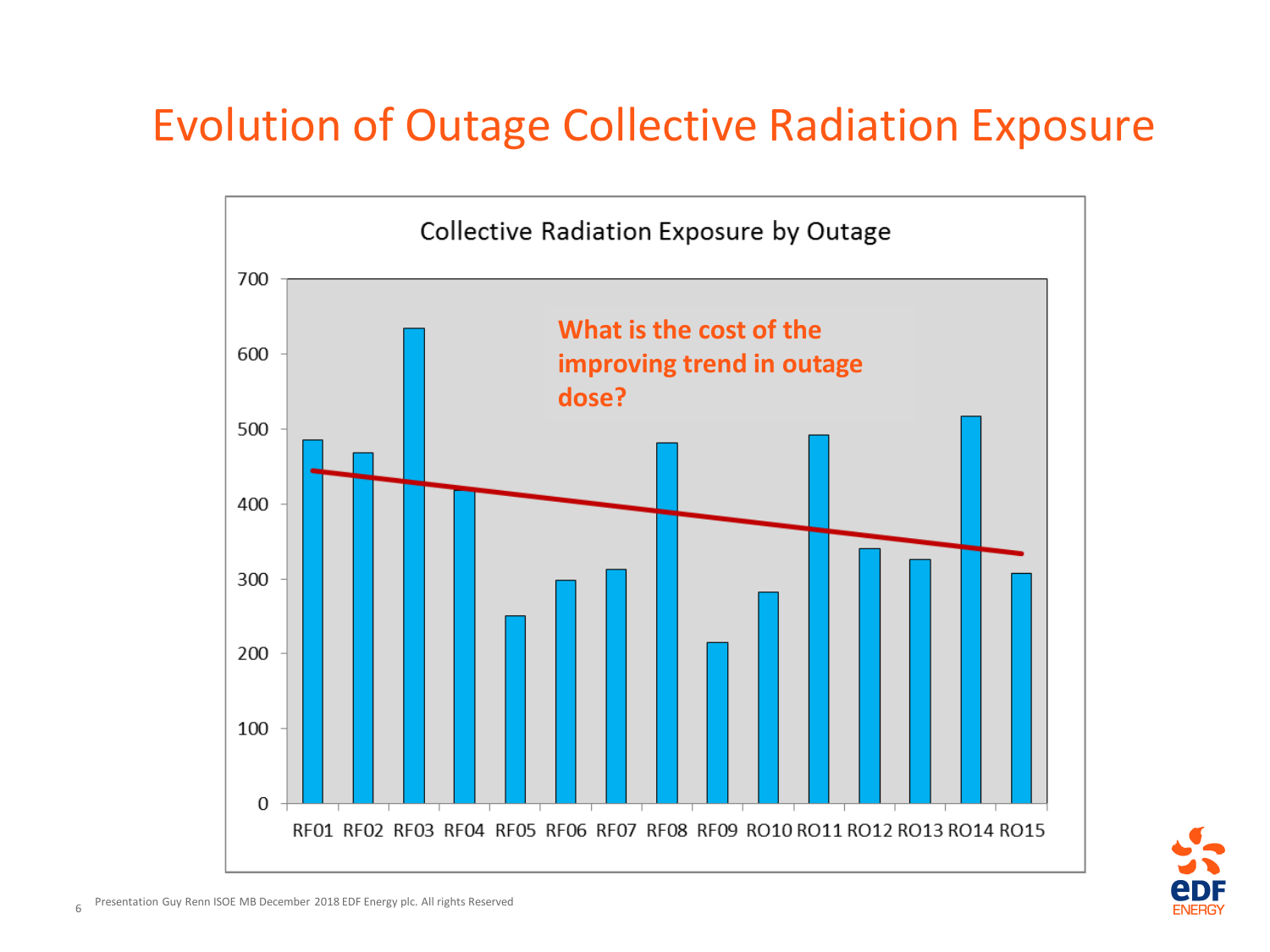# Evolution of Outage Collective Radiation Exposure

Collective Radiation Exposure by Outage

What is the cost of the improving trend in outage dose?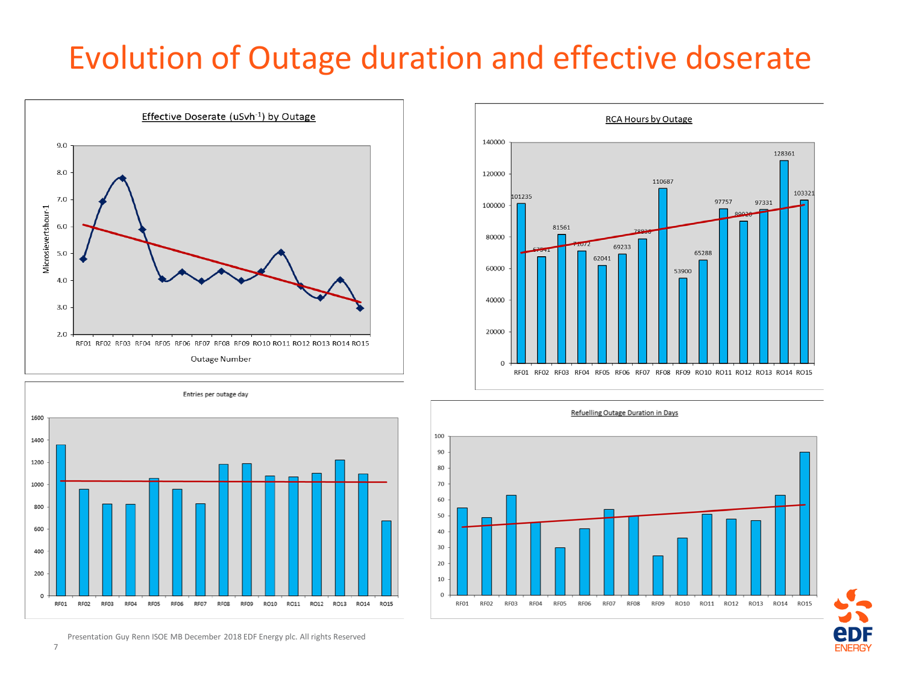# Evolution of Outage duration and effective doserate

**Effective Doserate (uSvh$^{-1}$) by Outage**

Microsievertshour-1

Outage Number

RF01 RF02 RF03 RF04 RF05 RF06 RF07 RF08 RF09 RO10 RO11 RO12 RO13 RO14 RO15

**RCA Hours by Outage**

| Outage | RCA Hours |
|---|---|
| RF01 | 101235 |
| RF02 | 67541 |
| RF03 | 81561 |
| RF04 | 71072 |
| RF05 | 62041 |
| RF06 | 69233 |
| RF07 | 78836 |
| RF08 | 110687 |
| RF09 | 53900 |
| RO10 | 65288 |
| RO11 | 97757 |
| RO12 | 89920 |
| RO13 | 97331 |
| RO14 | 128361 |
| RO15 | 103321 |

**Entries per outage day**

RF01 RF02 RF03 RF04 RF05 RF06 RF07 RF08 RF09 RO10 RO11 RO12 RO13 RO14 RO15

**Refuelling Outage Duration in Days**

RF01 RF02 RF03 RF04 RF05 RF06 RF07 RF08 RF09 RO10 RO11 RO12 RO13 RO14 RO15

Presentation Guy Renn ISOE MB December 2018 EDF Energy plc. All rights Reserved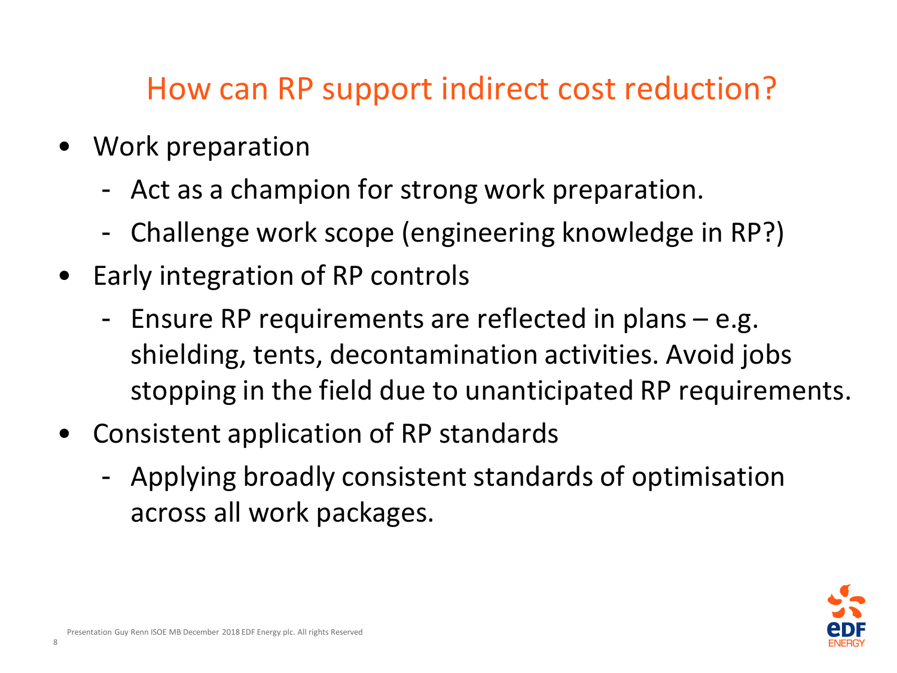# How can RP support indirect cost reduction?

- Work preparation
  - Act as a champion for strong work preparation.
  - Challenge work scope (engineering knowledge in RP?)
- Early integration of RP controls
  - Ensure RP requirements are reflected in plans – e.g. shielding, tents, decontamination activities. Avoid jobs stopping in the field due to unanticipated RP requirements.
- Consistent application of RP standards
  - Applying broadly consistent standards of optimisation across all work packages.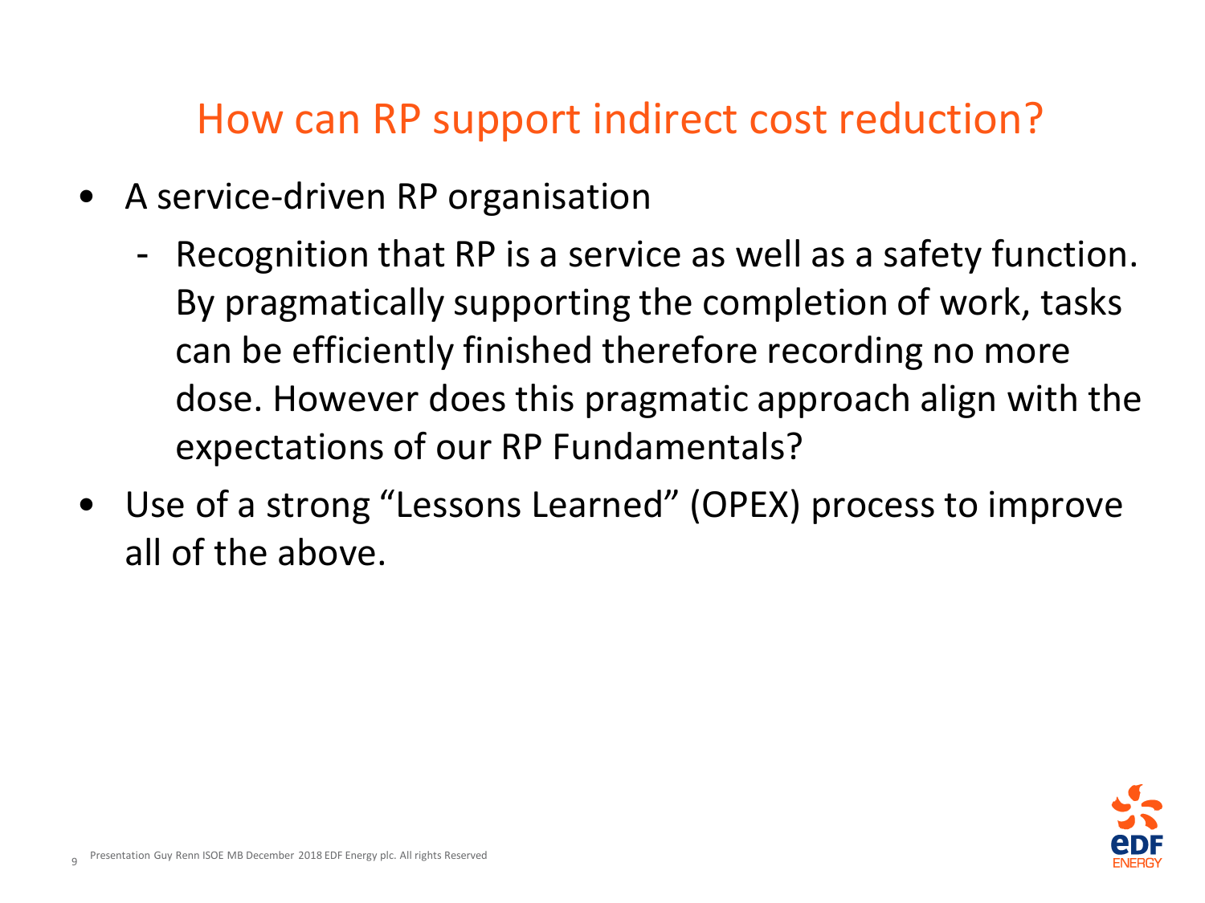# How can RP support indirect cost reduction?

- A service-driven RP organisation
  - Recognition that RP is a service as well as a safety function. By pragmatically supporting the completion of work, tasks can be efficiently finished therefore recording no more dose. However does this pragmatic approach align with the expectations of our RP Fundamentals?
- Use of a strong "Lessons Learned" (OPEX) process to improve all of the above.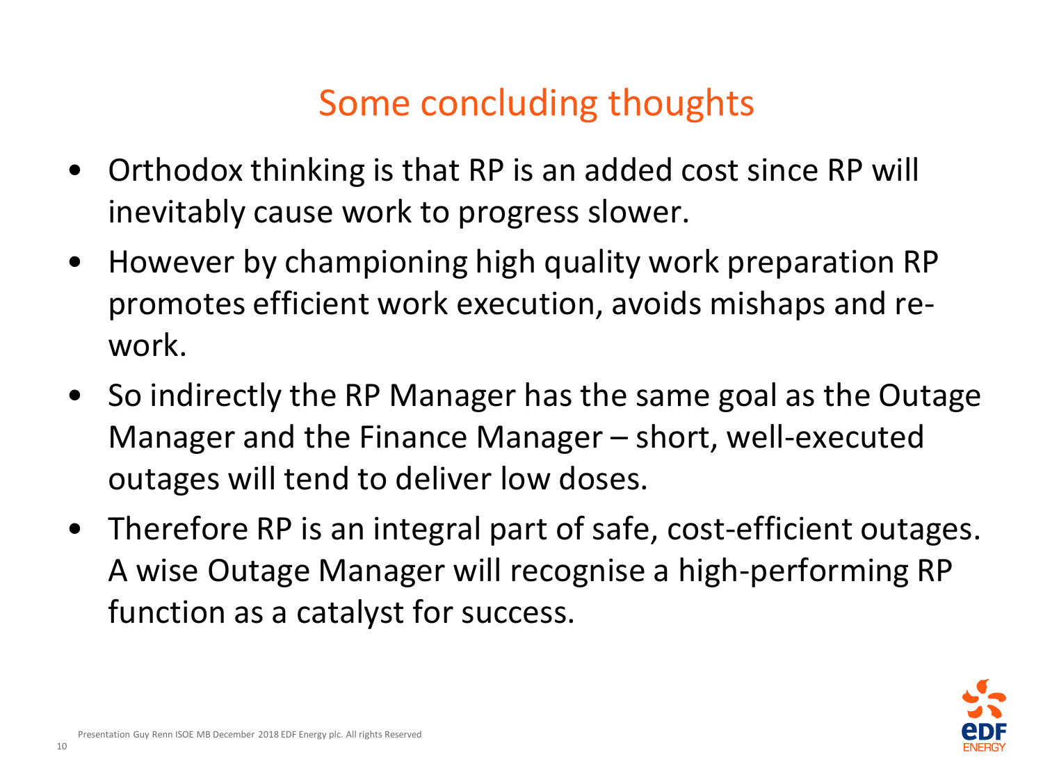# Some concluding thoughts

- Orthodox thinking is that RP is an added cost since RP will inevitably cause work to progress slower.
- However by championing high quality work preparation RP promotes efficient work execution, avoids mishaps and re-work.
- So indirectly the RP Manager has the same goal as the Outage Manager and the Finance Manager – short, well-executed outages will tend to deliver low doses.
- Therefore RP is an integral part of safe, cost-efficient outages. A wise Outage Manager will recognise a high-performing RP function as a catalyst for success.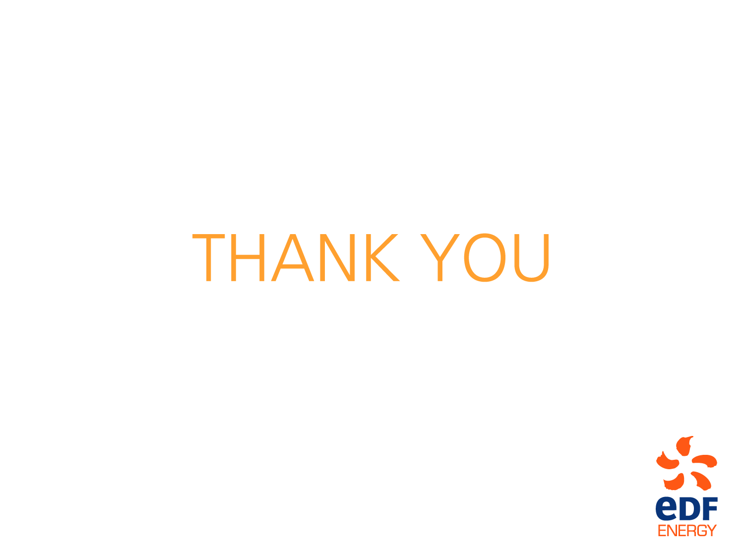# THANK YOU

EDF ENERGY